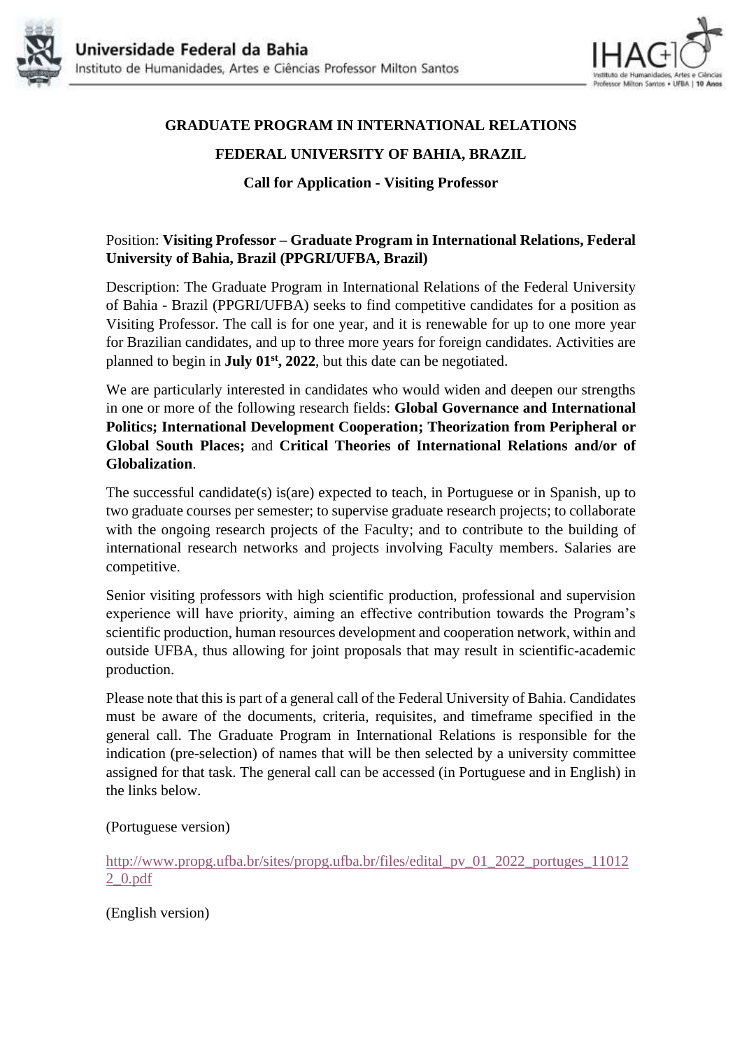**GRADUATE PROGRAM IN INTERNATIONAL RELATIONS**

**FEDERAL UNIVERSITY OF BAHIA, BRAZIL**

**Call for Application - Visiting Professor**

Position: **Visiting Professor – Graduate Program in International Relations, Federal University of Bahia, Brazil (PPGRI/UFBA, Brazil)**

Description: The Graduate Program in International Relations of the Federal University of Bahia - Brazil (PPGRI/UFBA) seeks to find competitive candidates for a position as Visiting Professor. The call is for one year, and it is renewable for up to one more year for Brazilian candidates, and up to three more years for foreign candidates. Activities are planned to begin in **July 01st, 2022**, but this date can be negotiated.

We are particularly interested in candidates who would widen and deepen our strengths in one or more of the following research fields: **Global Governance and International Politics; International Development Cooperation; Theorization from Peripheral or Global South Places;** and **Critical Theories of International Relations and/or of Globalization**.

The successful candidate(s) is(are) expected to teach, in Portuguese or in Spanish, up to two graduate courses per semester; to supervise graduate research projects; to collaborate with the ongoing research projects of the Faculty; and to contribute to the building of international research networks and projects involving Faculty members. Salaries are competitive.

Senior visiting professors with high scientific production, professional and supervision experience will have priority, aiming an effective contribution towards the Program's scientific production, human resources development and cooperation network, within and outside UFBA, thus allowing for joint proposals that may result in scientific-academic production.

Please note that this is part of a general call of the Federal University of Bahia. Candidates must be aware of the documents, criteria, requisites, and timeframe specified in the general call. The Graduate Program in International Relations is responsible for the indication (pre-selection) of names that will be then selected by a university committee assigned for that task. The general call can be accessed (in Portuguese and in English) in the links below.

(Portuguese version)

http://www.propg.ufba.br/sites/propg.ufba.br/files/edital_pv_01_2022_portuges_110122_0.pdf

(English version)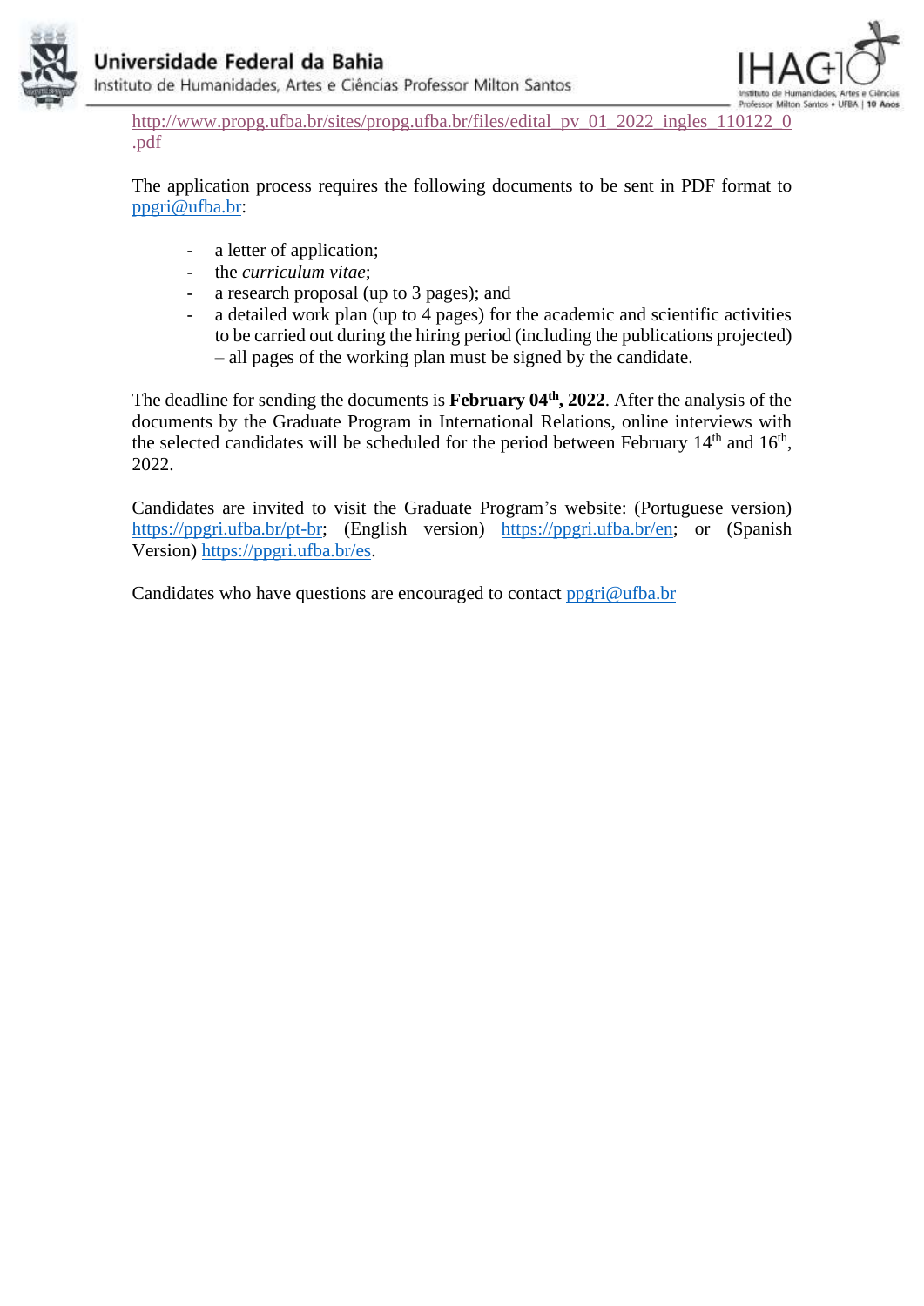http://www.propg.ufba.br/sites/propg.ufba.br/files/edital_pv_01_2022_ingles_110122_0.pdf

The application process requires the following documents to be sent in PDF format to ppgri@ufba.br:

- a letter of application;
- the *curriculum vitae*;
- a research proposal (up to 3 pages); and
- a detailed work plan (up to 4 pages) for the academic and scientific activities to be carried out during the hiring period (including the publications projected) – all pages of the working plan must be signed by the candidate.

The deadline for sending the documents is **February 04th, 2022**. After the analysis of the documents by the Graduate Program in International Relations, online interviews with the selected candidates will be scheduled for the period between February 14th and 16th, 2022.

Candidates are invited to visit the Graduate Program's website: (Portuguese version) https://ppgri.ufba.br/pt-br; (English version) https://ppgri.ufba.br/en; or (Spanish Version) https://ppgri.ufba.br/es.

Candidates who have questions are encouraged to contact ppgri@ufba.br